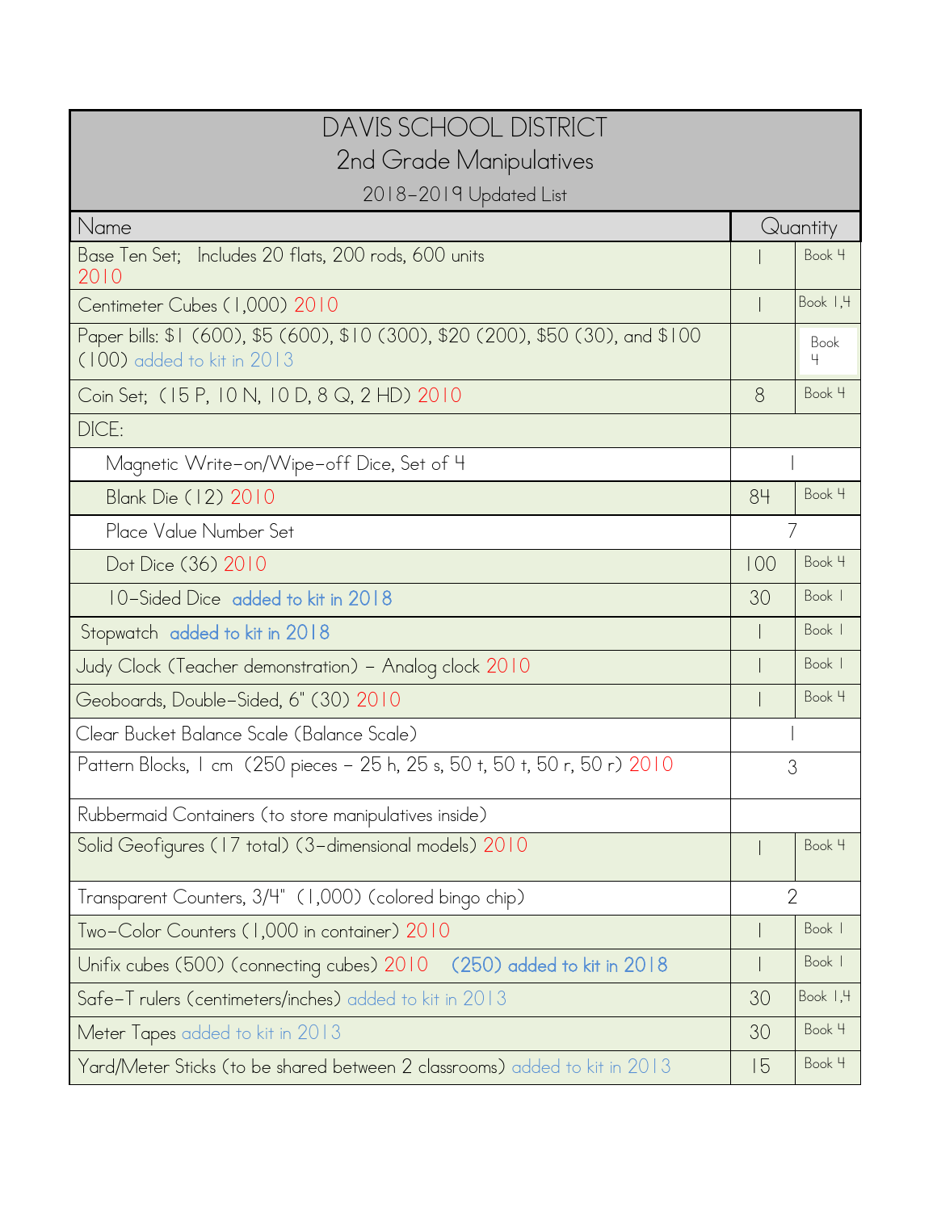# DAVIS SCHOOL DISTRICT
## 2nd Grade Manipulatives
2018-2019 Updated List

| Name | Quantity | |
|---|---|---|
| Base Ten Set; Includes 20 flats, 200 rods, 600 units 2010 | 1 | Book 4 |
| Centimeter Cubes (1,000) 2010 | 1 | Book 1,4 |
| Paper bills: $1 (600), $5 (600), $10 (300), $20 (200), $50 (30), and $100 (100) added to kit in 2013 | | Book 4 |
| Coin Set; (15 P, 10 N, 10 D, 8 Q, 2 HD) 2010 | 8 | Book 4 |
| DICE: | | |
| Magnetic Write-on/Wipe-off Dice, Set of 4 | 1 | |
| Blank Die (12) 2010 | 84 | Book 4 |
| Place Value Number Set | 7 | |
| Dot Dice (36) 2010 | 100 | Book 4 |
| 10-Sided Dice added to kit in 2018 | 30 | Book 1 |
| Stopwatch added to kit in 2018 | 1 | Book 1 |
| Judy Clock (Teacher demonstration) – Analog clock 2010 | 1 | Book 1 |
| Geoboards, Double-Sided, 6" (30) 2010 | 1 | Book 4 |
| Clear Bucket Balance Scale (Balance Scale) | 1 | |
| Pattern Blocks, 1 cm (250 pieces – 25 h, 25 s, 50 t, 50 t, 50 r, 50 r) 2010 | 3 | |
| Rubbermaid Containers (to store manipulatives inside) | | |
| Solid Geofigures (17 total) (3-dimensional models) 2010 | 1 | Book 4 |
| Transparent Counters, 3/4" (1,000) (colored bingo chip) | 2 | |
| Two-Color Counters (1,000 in container) 2010 | 1 | Book 1 |
| Unifix cubes (500) (connecting cubes) 2010 (250) added to kit in 2018 | 1 | Book 1 |
| Safe-T rulers (centimeters/inches) added to kit in 2013 | 30 | Book 1,4 |
| Meter Tapes added to kit in 2013 | 30 | Book 4 |
| Yard/Meter Sticks (to be shared between 2 classrooms) added to kit in 2013 | 15 | Book 4 |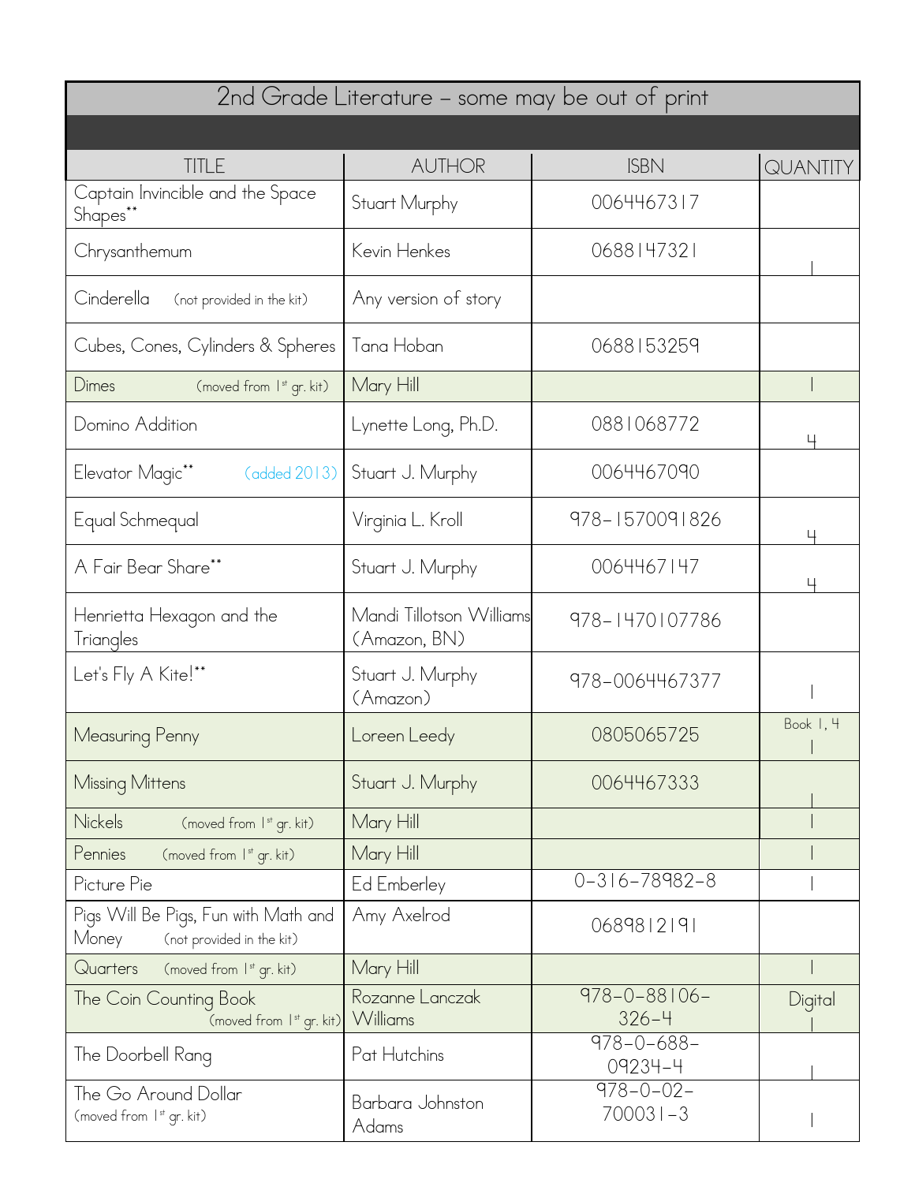| 2nd Grade Literature – some may be out of print | | | |
|---|---|---|---|
| TITLE | AUTHOR | ISBN | QUANTITY |
| Captain Invincible and the Space Shapes** | Stuart Murphy | 0064467317 | |
| Chrysanthemum | Kevin Henkes | 0688147321 | 1 |
| Cinderella (not provided in the kit) | Any version of story | | |
| Cubes, Cones, Cylinders & Spheres | Tana Hoban | 0688153259 | |
| Dimes (moved from 1st gr. kit) | Mary Hill | | 1 |
| Domino Addition | Lynette Long, Ph.D. | 0881068772 | 4 |
| Elevator Magic** (added 2013) | Stuart J. Murphy | 0064467090 | |
| Equal Schmequal | Virginia L. Kroll | 978-1570091826 | 4 |
| A Fair Bear Share** | Stuart J. Murphy | 0064467147 | 4 |
| Henrietta Hexagon and the Triangles | Mandi Tillotson Williams (Amazon, BN) | 978-1470107786 | |
| Let's Fly A Kite!** | Stuart J. Murphy (Amazon) | 978-0064467377 | 1 |
| Measuring Penny | Loreen Leedy | 0805065725 | Book 1, 4 1 |
| Missing Mittens | Stuart J. Murphy | 0064467333 | 1 |
| Nickels (moved from 1st gr. kit) | Mary Hill | | 1 |
| Pennies (moved from 1st gr. kit) | Mary Hill | | 1 |
| Picture Pie | Ed Emberley | 0-316-78982-8 | 1 |
| Pigs Will Be Pigs, Fun with Math and Money (not provided in the kit) | Amy Axelrod | 0689812191 | |
| Quarters (moved from 1st gr. kit) | Mary Hill | | 1 |
| The Coin Counting Book (moved from 1st gr. kit) | Rozanne Lanczak Williams | 978-0-88106-326-4 | Digital 1 |
| The Doorbell Rang | Pat Hutchins | 978-0-688-09234-4 | 1 |
| The Go Around Dollar (moved from 1st gr. kit) | Barbara Johnston Adams | 978-0-02-700031-3 | 1 |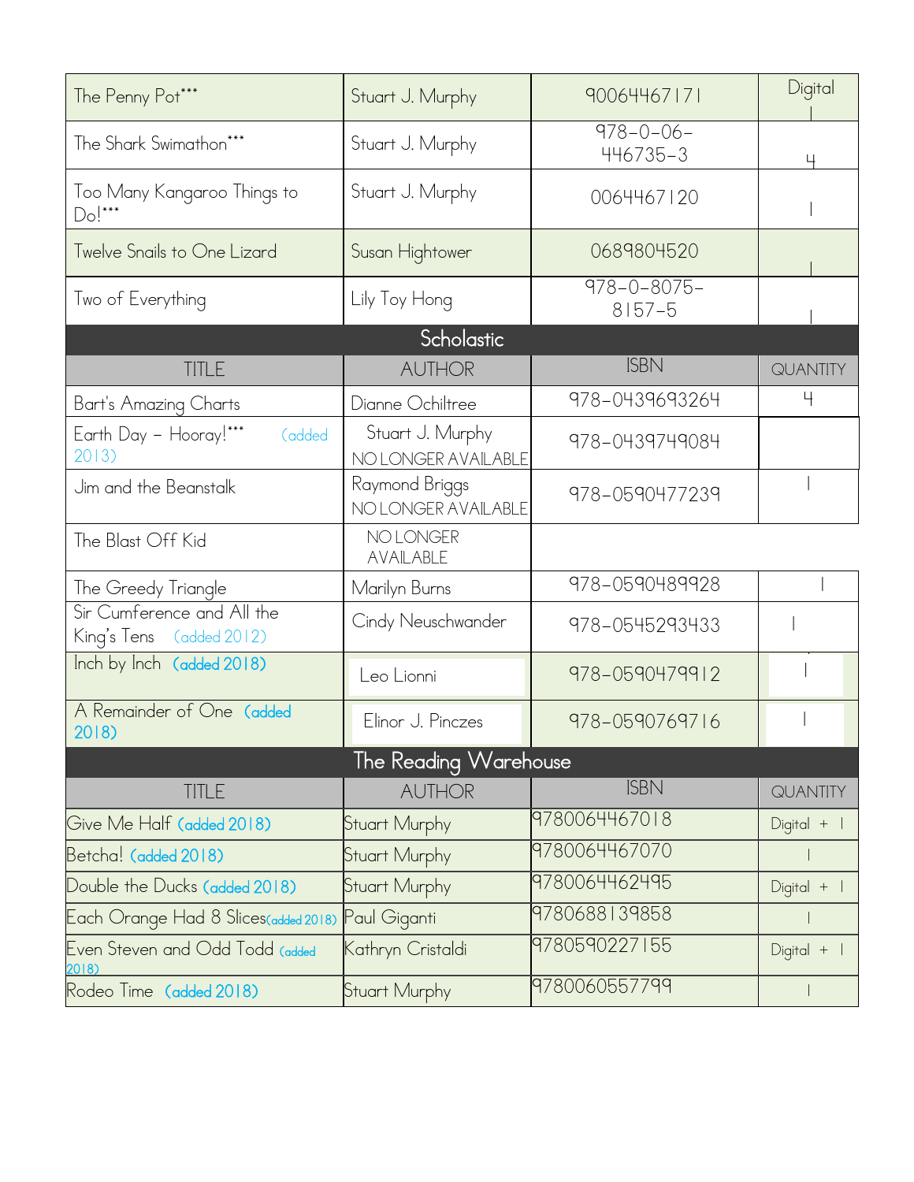| | | | |
|---|---|---|---|
| The Penny Pot*** | Stuart J. Murphy | 9006446717l | Digital l |
| The Shark Swimathon*** | Stuart J. Murphy | 978-0-06-446735-3 | 4 |
| Too Many Kangaroo Things to Do!*** | Stuart J. Murphy | 0064467120 | l |
| Twelve Snails to One Lizard | Susan Hightower | 0689804520 | l |
| Two of Everything | Lily Toy Hong | 978-0-8075-8157-5 | l |
| **Scholastic** | | | |
| TITLE | AUTHOR | ISBN | QUANTITY |
| Bart's Amazing Charts | Dianne Ochiltree | 978-0439693264 | 4 |
| Earth Day – Hooray!*** (added 2013) | Stuart J. Murphy NO LONGER AVAILABLE | 978-0439749084 | |
| Jim and the Beanstalk | Raymond Briggs NO LONGER AVAILABLE | 978-0590477239 | l |
| The Blast Off Kid | NO LONGER AVAILABLE | | |
| The Greedy Triangle | Marilyn Burns | 978-0590489928 | l |
| Sir Cumference and All the King's Tens (added 2012) | Cindy Neuschwander | 978-0545293433 | l |
| Inch by Inch (added 2018) | Leo Lionni | 978-0590479912 | l |
| A Remainder of One (added 2018) | Elinor J. Pinczes | 978-0590769716 | l |
| **The Reading Warehouse** | | | |
| TITLE | AUTHOR | ISBN | QUANTITY |
| Give Me Half (added 2018) | Stuart Murphy | 9780064467018 | Digital + l |
| Betcha! (added 2018) | Stuart Murphy | 9780064467070 | l |
| Double the Ducks (added 2018) | Stuart Murphy | 9780064462495 | Digital + l |
| Each Orange Had 8 Slices (added 2018) | Paul Giganti | 9780688139858 | l |
| Even Steven and Odd Todd (added 2018) | Kathryn Cristaldi | 9780590227155 | Digital + l |
| Rodeo Time (added 2018) | Stuart Murphy | 9780060557799 | l |